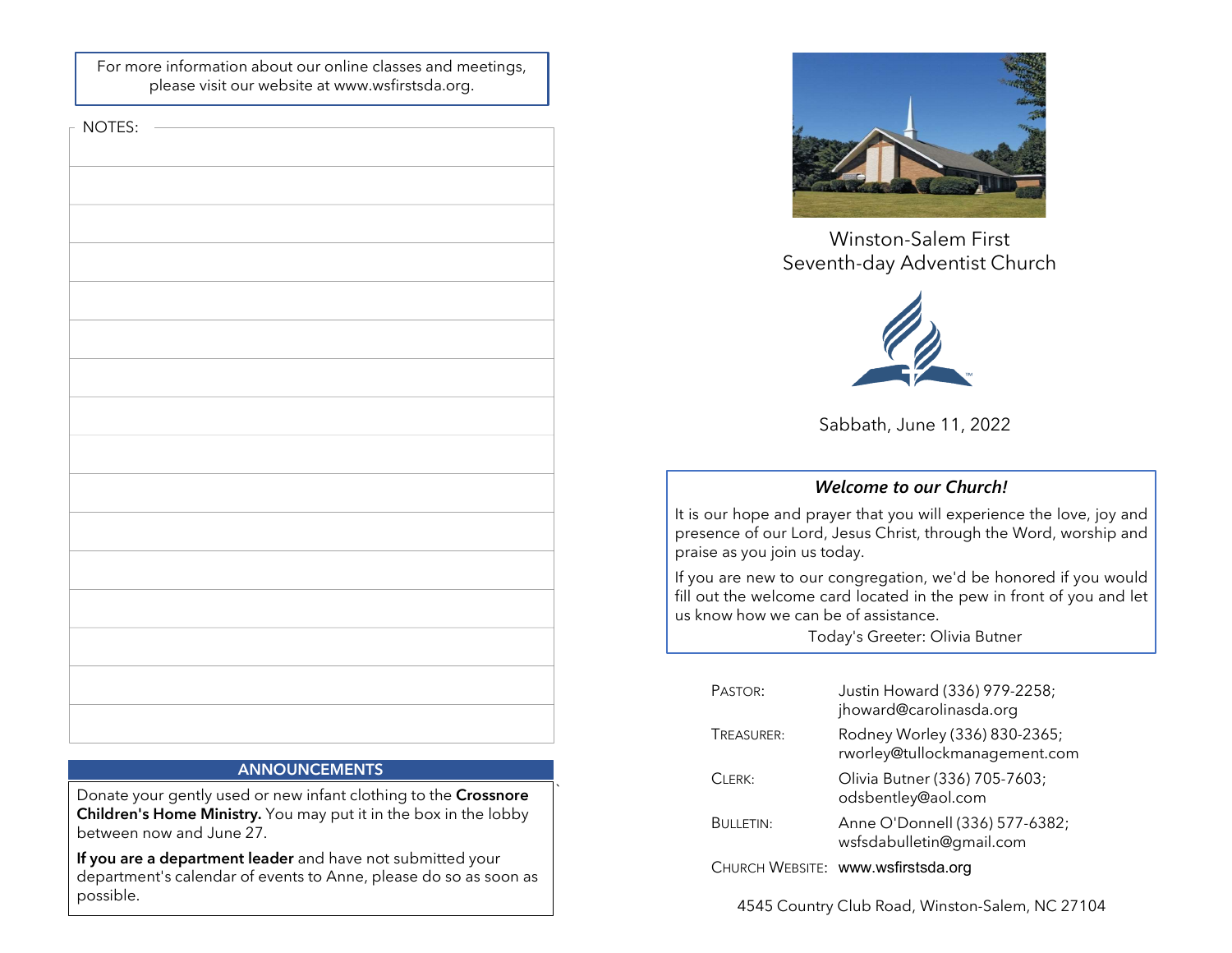For more information about our online classes and meetings, please visit our website at www.wsfirstsda.org.

NOTES:

## ANNOUNCEMENTS

Donate your gently used or new infant clothing to the **Crossnore Children's Home Ministry.** You may put it in the box in the lobby between now and June 27.

**If you are a department leader** and have not submitted your department's calendar of events to Anne, please do so as soon as possible.

# Winston-Salem First Seventh-day Adventist Church

Sabbath, June 11, 2022

### *Welcome to our Church!*

It is our hope and prayer that you will experience the love, joy and presence of our Lord, Jesus Christ, through the Word, worship and praise as you join us today.

If you are new to our congregation, we'd be honored if you would fill out the welcome card located in the pew in front of you and let us know how we can be of assistance.

Today's Greeter: Olivia Butner

| | |
|---|---|
| PASTOR: | Justin Howard (336) 979-2258; jhoward@carolinasda.org |
| TREASURER: | Rodney Worley (336) 830-2365; rworley@tullockmanagement.com |
| CLERK: | Olivia Butner (336) 705-7603; odsbentley@aol.com |
| BULLETIN: | Anne O'Donnell (336) 577-6382; wsfsdabulletin@gmail.com |
| CHURCH WEBSITE: | www.wsfirstsda.org |

4545 Country Club Road, Winston-Salem, NC 27104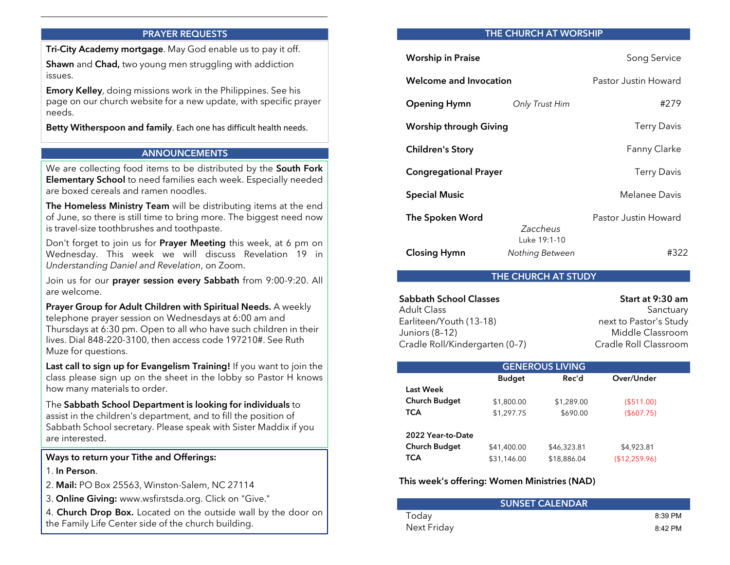## PRAYER REQUESTS

**Tri-City Academy mortgage**. May God enable us to pay it off.

**Shawn** and **Chad,** two young men struggling with addiction issues.

**Emory Kelley**, doing missions work in the Philippines. See his page on our church website for a new update, with specific prayer needs.

**Betty Witherspoon and family**. Each one has difficult health needs.

## ANNOUNCEMENTS

We are collecting food items to be distributed by the **South Fork Elementary School** to need families each week. Especially needed are boxed cereals and ramen noodles.

**The Homeless Ministry Team** will be distributing items at the end of June, so there is still time to bring more. The biggest need now is travel-size toothbrushes and toothpaste.

Don't forget to join us for **Prayer Meeting** this week, at 6 pm on Wednesday. This week we will discuss Revelation 19 in *Understanding Daniel and Revelation*, on Zoom.

Join us for our **prayer session every Sabbath** from 9:00-9:20. All are welcome.

**Prayer Group for Adult Children with Spiritual Needs.** A weekly telephone prayer session on Wednesdays at 6:00 am and Thursdays at 6:30 pm. Open to all who have such children in their lives. Dial 848-220-3100, then access code 197210#. See Ruth Muze for questions.

**Last call to sign up for Evangelism Training!** If you want to join the class please sign up on the sheet in the lobby so Pastor H knows how many materials to order.

The **Sabbath School Department is looking for individuals** to assist in the children's department, and to fill the position of Sabbath School secretary. Please speak with Sister Maddix if you are interested.

**Ways to return your Tithe and Offerings:**

1. **In Person**.
2. **Mail:** PO Box 25563, Winston-Salem, NC 27114
3. **Online Giving:** www.wsfirstsda.org. Click on "Give."
4. **Church Drop Box.** Located on the outside wall by the door on the Family Life Center side of the church building.

## THE CHURCH AT WORSHIP

| | | |
|---|---|---|
| **Worship in Praise** | | Song Service |
| **Welcome and Invocation** | | Pastor Justin Howard |
| **Opening Hymn** | *Only Trust Him* | #279 |
| **Worship through Giving** | | Terry Davis |
| **Children's Story** | | Fanny Clarke |
| **Congregational Prayer** | | Terry Davis |
| **Special Music** | | Melanee Davis |
| **The Spoken Word** | *Zaccheus* Luke 19:1-10 | Pastor Justin Howard |
| **Closing Hymn** | *Nothing Between* | #322 |

## THE CHURCH AT STUDY

| **Sabbath School Classes** | **Start at 9:30 am** |
|---|---|
| Adult Class | Sanctuary |
| Earliteen/Youth (13-18) | next to Pastor's Study |
| Juniors (8–12) | Middle Classroom |
| Cradle Roll/Kindergarten (0–7) | Cradle Roll Classroom |

## GENEROUS LIVING

| | Budget | Rec'd | Over/Under |
|---|---|---|---|
| **Last Week** | | | |
| **Church Budget** | $1,800.00 | $1,289.00 | ($511.00) |
| **TCA** | $1,297.75 | $690.00 | ($607.75) |
| **2022 Year-to-Date** | | | |
| **Church Budget** | $41,400.00 | $46,323.81 | $4,923.81 |
| **TCA** | $31,146.00 | $18,886.04 | ($12,259.96) |

**This week's offering: Women Ministries (NAD)**

## SUNSET CALENDAR

| | |
|---|---|
| Today | 8:39 PM |
| Next Friday | 8:42 PM |